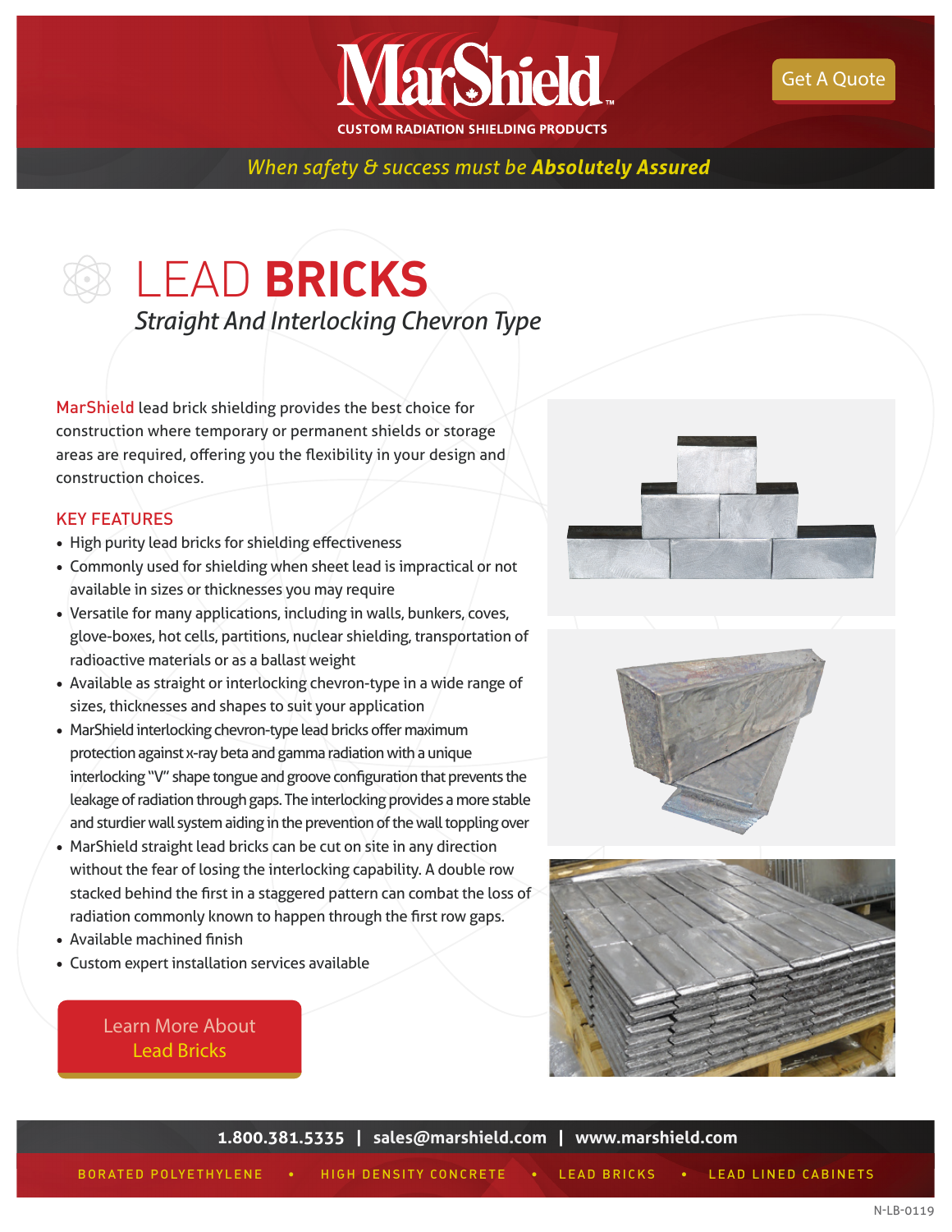MarShield

CUSTOM RADIATION SHIELDING PRODUCTS

Get A Quote

*When safety & success must be **Absolutely Assured***

# LEAD **BRICKS**

*Straight And Interlocking Chevron Type*

MarShield lead brick shielding provides the best choice for construction where temporary or permanent shields or storage areas are required, offering you the flexibility in your design and construction choices.

## KEY FEATURES

- High purity lead bricks for shielding effectiveness
- Commonly used for shielding when sheet lead is impractical or not available in sizes or thicknesses you may require
- Versatile for many applications, including in walls, bunkers, coves, glove-boxes, hot cells, partitions, nuclear shielding, transportation of radioactive materials or as a ballast weight
- Available as straight or interlocking chevron-type in a wide range of sizes, thicknesses and shapes to suit your application
- MarShield interlocking chevron-type lead bricks offer maximum protection against x-ray beta and gamma radiation with a unique interlocking "V" shape tongue and groove configuration that prevents the leakage of radiation through gaps. The interlocking provides a more stable and sturdier wall system aiding in the prevention of the wall toppling over
- MarShield straight lead bricks can be cut on site in any direction without the fear of losing the interlocking capability. A double row stacked behind the first in a staggered pattern can combat the loss of radiation commonly known to happen through the first row gaps.
- Available machined finish
- Custom expert installation services available

Learn More About Lead Bricks

**1.800.381.5335 | sales@marshield.com | www.marshield.com**

BORATED POLYETHYLENE • HIGH DENSITY CONCRETE • LEAD BRICKS • LEAD LINED CABINETS

N-LB-0119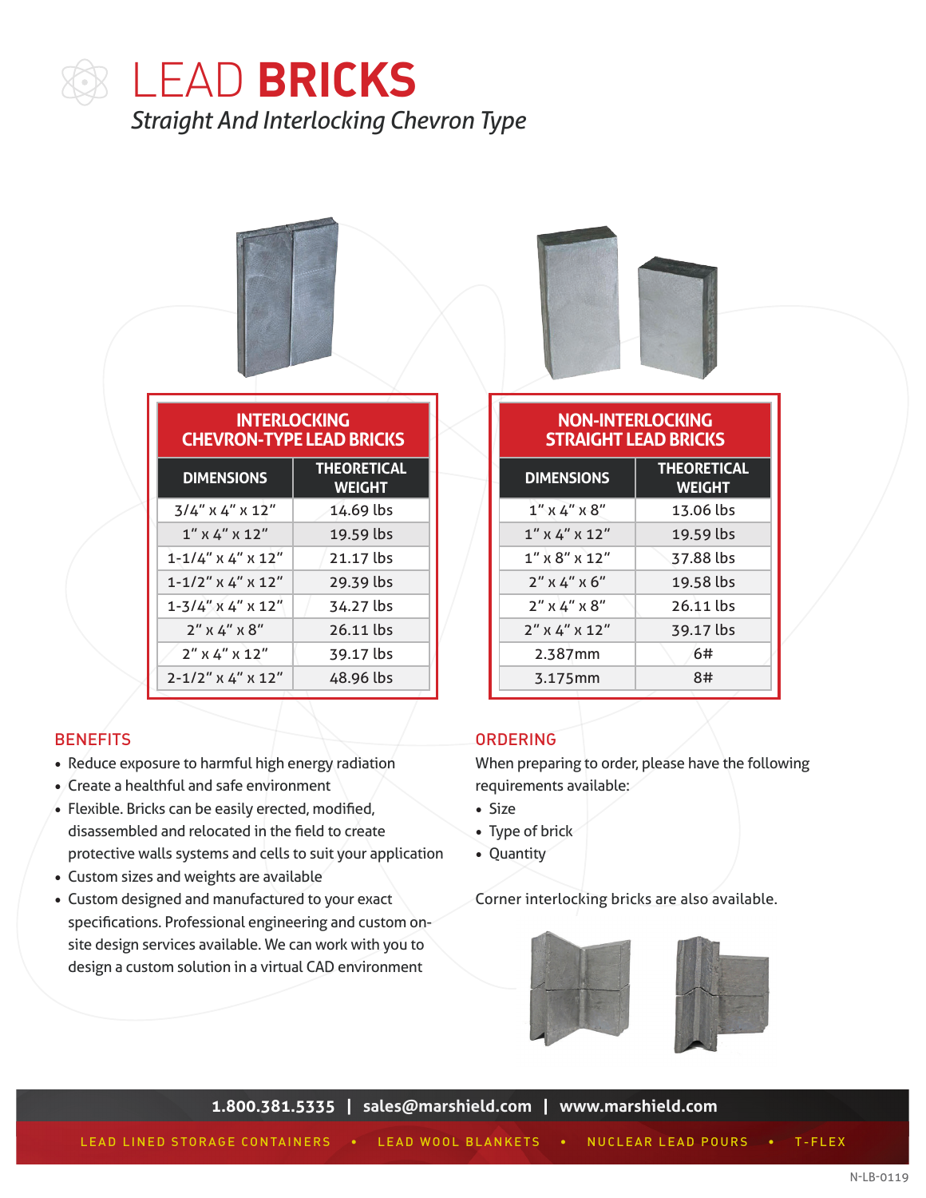# LEAD **BRICKS**

*Straight And Interlocking Chevron Type*

| INTERLOCKING CHEVRON-TYPE LEAD BRICKS | |
|---|---|
| DIMENSIONS | THEORETICAL WEIGHT |
| 3/4" x 4" x 12" | 14.69 lbs |
| 1" x 4" x 12" | 19.59 lbs |
| 1-1/4" x 4" x 12" | 21.17 lbs |
| 1-1/2" x 4" x 12" | 29.39 lbs |
| 1-3/4" x 4" x 12" | 34.27 lbs |
| 2" x 4" x 8" | 26.11 lbs |
| 2" x 4" x 12" | 39.17 lbs |
| 2-1/2" x 4" x 12" | 48.96 lbs |

| NON-INTERLOCKING STRAIGHT LEAD BRICKS | |
|---|---|
| DIMENSIONS | THEORETICAL WEIGHT |
| 1" x 4" x 8" | 13.06 lbs |
| 1" x 4" x 12" | 19.59 lbs |
| 1" x 8" x 12" | 37.88 lbs |
| 2" x 4" x 6" | 19.58 lbs |
| 2" x 4" x 8" | 26.11 lbs |
| 2" x 4" x 12" | 39.17 lbs |
| 2.387mm | 6# |
| 3.175mm | 8# |

## BENEFITS

- Reduce exposure to harmful high energy radiation
- Create a healthful and safe environment
- Flexible. Bricks can be easily erected, modified, disassembled and relocated in the field to create protective walls systems and cells to suit your application
- Custom sizes and weights are available
- Custom designed and manufactured to your exact specifications. Professional engineering and custom on-site design services available. We can work with you to design a custom solution in a virtual CAD environment

## ORDERING

When preparing to order, please have the following requirements available:

- Size
- Type of brick
- Quantity

Corner interlocking bricks are also available.

**1.800.381.5335 | sales@marshield.com | www.marshield.com**

LEAD LINED STORAGE CONTAINERS • LEAD WOOL BLANKETS • NUCLEAR LEAD POURS • T-FLEX

N-LB-0119